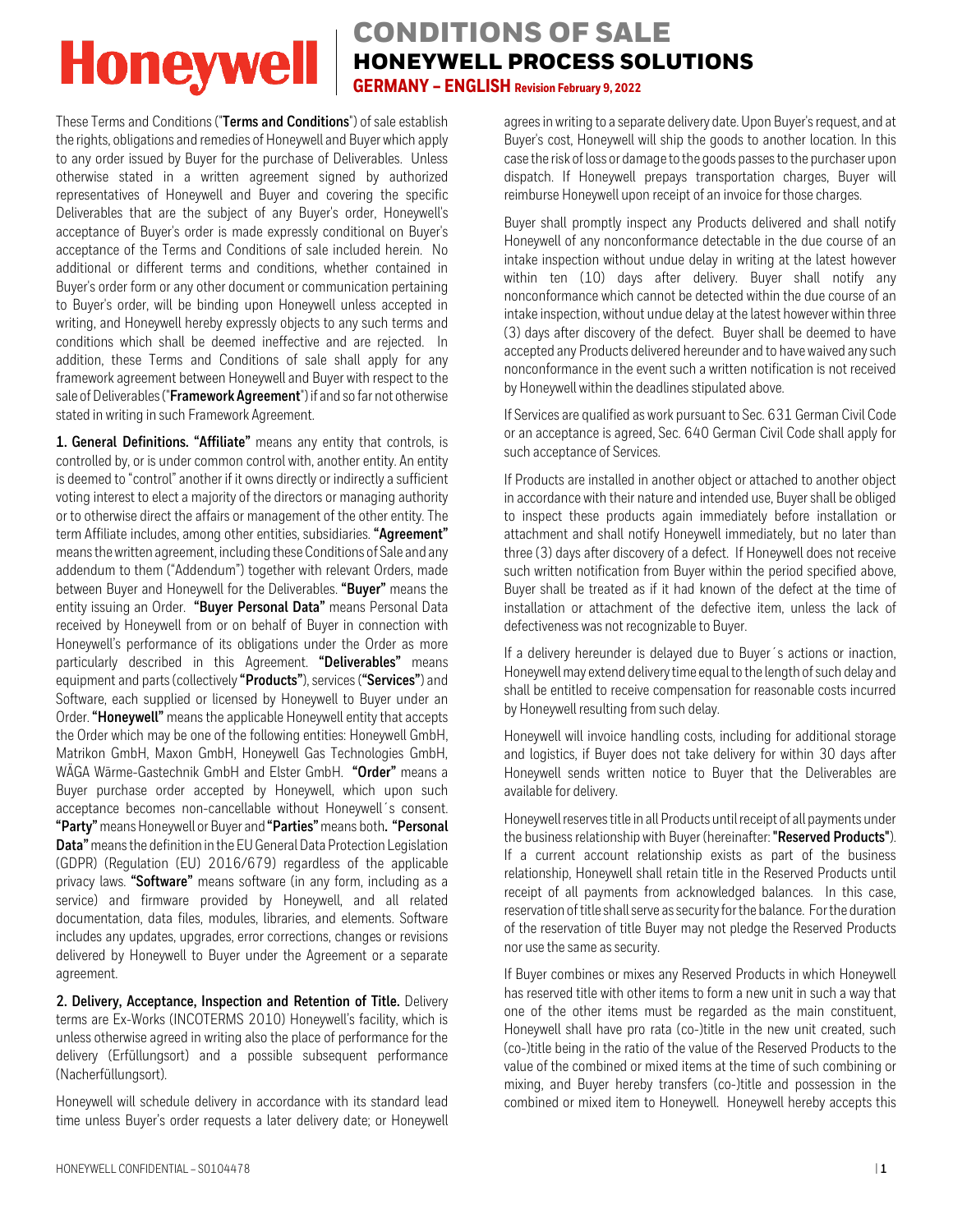# CONDITIONS OF SALE
## HONEYWELL PROCESS SOLUTIONS
### GERMANY – ENGLISH Revision February 9, 2022

These Terms and Conditions ("**Terms and Conditions**") of sale establish the rights, obligations and remedies of Honeywell and Buyer which apply to any order issued by Buyer for the purchase of Deliverables. Unless otherwise stated in a written agreement signed by authorized representatives of Honeywell and Buyer and covering the specific Deliverables that are the subject of any Buyer's order, Honeywell's acceptance of Buyer's order is made expressly conditional on Buyer's acceptance of the Terms and Conditions of sale included herein. No additional or different terms and conditions, whether contained in Buyer's order form or any other document or communication pertaining to Buyer's order, will be binding upon Honeywell unless accepted in writing, and Honeywell hereby expressly objects to any such terms and conditions which shall be deemed ineffective and are rejected. In addition, these Terms and Conditions of sale shall apply for any framework agreement between Honeywell and Buyer with respect to the sale of Deliverables ("**Framework Agreement**") if and so far not otherwise stated in writing in such Framework Agreement.

**1. General Definitions. "Affiliate"** means any entity that controls, is controlled by, or is under common control with, another entity. An entity is deemed to "control" another if it owns directly or indirectly a sufficient voting interest to elect a majority of the directors or managing authority or to otherwise direct the affairs or management of the other entity. The term Affiliate includes, among other entities, subsidiaries. **"Agreement"** means the written agreement, including these Conditions of Sale and any addendum to them ("Addendum") together with relevant Orders, made between Buyer and Honeywell for the Deliverables. **"Buyer"** means the entity issuing an Order. **"Buyer Personal Data"** means Personal Data received by Honeywell from or on behalf of Buyer in connection with Honeywell's performance of its obligations under the Order as more particularly described in this Agreement. **"Deliverables"** means equipment and parts (collectively **"Products"**), services (**"Services"**) and Software, each supplied or licensed by Honeywell to Buyer under an Order. **"Honeywell"** means the applicable Honeywell entity that accepts the Order which may be one of the following entities: Honeywell GmbH, Matrikon GmbH, Maxon GmbH, Honeywell Gas Technologies GmbH, WÄGA Wärme-Gastechnik GmbH and Elster GmbH. **"Order"** means a Buyer purchase order accepted by Honeywell, which upon such acceptance becomes non-cancellable without Honeywell´s consent. **"Party"** means Honeywell or Buyer and **"Parties"** means both. **"Personal Data"** means the definition in the EU General Data Protection Legislation (GDPR) (Regulation (EU) 2016/679) regardless of the applicable privacy laws. **"Software"** means software (in any form, including as a service) and firmware provided by Honeywell, and all related documentation, data files, modules, libraries, and elements. Software includes any updates, upgrades, error corrections, changes or revisions delivered by Honeywell to Buyer under the Agreement or a separate agreement.

**2. Delivery, Acceptance, Inspection and Retention of Title.** Delivery terms are Ex-Works (INCOTERMS 2010) Honeywell's facility, which is unless otherwise agreed in writing also the place of performance for the delivery (Erfüllungsort) and a possible subsequent performance (Nacherfüllungsort).

Honeywell will schedule delivery in accordance with its standard lead time unless Buyer's order requests a later delivery date; or Honeywell agrees in writing to a separate delivery date. Upon Buyer's request, and at Buyer's cost, Honeywell will ship the goods to another location. In this case the risk of loss or damage to the goods passes to the purchaser upon dispatch. If Honeywell prepays transportation charges, Buyer will reimburse Honeywell upon receipt of an invoice for those charges.

Buyer shall promptly inspect any Products delivered and shall notify Honeywell of any nonconformance detectable in the due course of an intake inspection without undue delay in writing at the latest however within ten (10) days after delivery. Buyer shall notify any nonconformance which cannot be detected within the due course of an intake inspection, without undue delay at the latest however within three (3) days after discovery of the defect. Buyer shall be deemed to have accepted any Products delivered hereunder and to have waived any such nonconformance in the event such a written notification is not received by Honeywell within the deadlines stipulated above.

If Services are qualified as work pursuant to Sec. 631 German Civil Code or an acceptance is agreed, Sec. 640 German Civil Code shall apply for such acceptance of Services.

If Products are installed in another object or attached to another object in accordance with their nature and intended use, Buyer shall be obliged to inspect these products again immediately before installation or attachment and shall notify Honeywell immediately, but no later than three (3) days after discovery of a defect. If Honeywell does not receive such written notification from Buyer within the period specified above, Buyer shall be treated as if it had known of the defect at the time of installation or attachment of the defective item, unless the lack of defectiveness was not recognizable to Buyer.

If a delivery hereunder is delayed due to Buyer´s actions or inaction, Honeywell may extend delivery time equal to the length of such delay and shall be entitled to receive compensation for reasonable costs incurred by Honeywell resulting from such delay.

Honeywell will invoice handling costs, including for additional storage and logistics, if Buyer does not take delivery for within 30 days after Honeywell sends written notice to Buyer that the Deliverables are available for delivery.

Honeywell reserves title in all Products until receipt of all payments under the business relationship with Buyer (hereinafter: **"Reserved Products"**). If a current account relationship exists as part of the business relationship, Honeywell shall retain title in the Reserved Products until receipt of all payments from acknowledged balances. In this case, reservation of title shall serve as security for the balance. For the duration of the reservation of title Buyer may not pledge the Reserved Products nor use the same as security.

If Buyer combines or mixes any Reserved Products in which Honeywell has reserved title with other items to form a new unit in such a way that one of the other items must be regarded as the main constituent, Honeywell shall have pro rata (co-)title in the new unit created, such (co-)title being in the ratio of the value of the Reserved Products to the value of the combined or mixed items at the time of such combining or mixing, and Buyer hereby transfers (co-)title and possession in the combined or mixed item to Honeywell. Honeywell hereby accepts this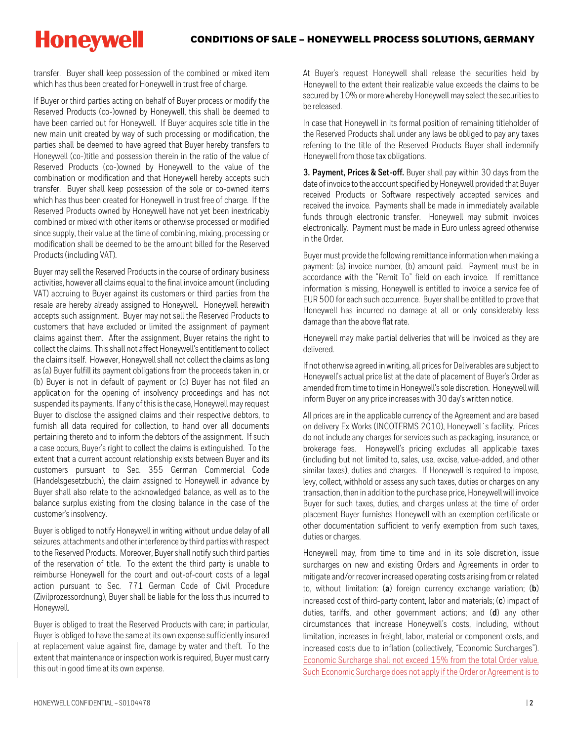transfer. Buyer shall keep possession of the combined or mixed item which has thus been created for Honeywell in trust free of charge.

If Buyer or third parties acting on behalf of Buyer process or modify the Reserved Products (co-)owned by Honeywell, this shall be deemed to have been carried out for Honeywell. If Buyer acquires sole title in the new main unit created by way of such processing or modification, the parties shall be deemed to have agreed that Buyer hereby transfers to Honeywell (co-)title and possession therein in the ratio of the value of Reserved Products (co-)owned by Honeywell to the value of the combination or modification and that Honeywell hereby accepts such transfer. Buyer shall keep possession of the sole or co-owned items which has thus been created for Honeywell in trust free of charge. If the Reserved Products owned by Honeywell have not yet been inextricably combined or mixed with other items or otherwise processed or modified since supply, their value at the time of combining, mixing, processing or modification shall be deemed to be the amount billed for the Reserved Products (including VAT).

Buyer may sell the Reserved Products in the course of ordinary business activities, however all claims equal to the final invoice amount (including VAT) accruing to Buyer against its customers or third parties from the resale are hereby already assigned to Honeywell. Honeywell herewith accepts such assignment. Buyer may not sell the Reserved Products to customers that have excluded or limited the assignment of payment claims against them. After the assignment, Buyer retains the right to collect the claims. This shall not affect Honeywell's entitlement to collect the claims itself. However, Honeywell shall not collect the claims as long as (a) Buyer fulfill its payment obligations from the proceeds taken in, or (b) Buyer is not in default of payment or (c) Buyer has not filed an application for the opening of insolvency proceedings and has not suspended its payments. If any of this is the case, Honeywell may request Buyer to disclose the assigned claims and their respective debtors, to furnish all data required for collection, to hand over all documents pertaining thereto and to inform the debtors of the assignment. If such a case occurs, Buyer's right to collect the claims is extinguished. To the extent that a current account relationship exists between Buyer and its customers pursuant to Sec. 355 German Commercial Code (Handelsgesetzbuch), the claim assigned to Honeywell in advance by Buyer shall also relate to the acknowledged balance, as well as to the balance surplus existing from the closing balance in the case of the customer's insolvency.

Buyer is obliged to notify Honeywell in writing without undue delay of all seizures, attachments and other interference by third parties with respect to the Reserved Products. Moreover, Buyer shall notify such third parties of the reservation of title. To the extent the third party is unable to reimburse Honeywell for the court and out-of-court costs of a legal action pursuant to Sec. 771 German Code of Civil Procedure (Zivilprozessordnung), Buyer shall be liable for the loss thus incurred to Honeywell.

Buyer is obliged to treat the Reserved Products with care; in particular, Buyer is obliged to have the same at its own expense sufficiently insured at replacement value against fire, damage by water and theft. To the extent that maintenance or inspection work is required, Buyer must carry this out in good time at its own expense.

At Buyer's request Honeywell shall release the securities held by Honeywell to the extent their realizable value exceeds the claims to be secured by 10% or more whereby Honeywell may select the securities to be released.

In case that Honeywell in its formal position of remaining titleholder of the Reserved Products shall under any laws be obliged to pay any taxes referring to the title of the Reserved Products Buyer shall indemnify Honeywell from those tax obligations.

**3. Payment, Prices & Set-off.** Buyer shall pay within 30 days from the date of invoice to the account specified by Honeywell provided that Buyer received Products or Software respectively accepted services and received the invoice. Payments shall be made in immediately available funds through electronic transfer. Honeywell may submit invoices electronically. Payment must be made in Euro unless agreed otherwise in the Order.

Buyer must provide the following remittance information when making a payment: (a) invoice number, (b) amount paid. Payment must be in accordance with the "Remit To" field on each invoice. If remittance information is missing, Honeywell is entitled to invoice a service fee of EUR 500 for each such occurrence. Buyer shall be entitled to prove that Honeywell has incurred no damage at all or only considerably less damage than the above flat rate.

Honeywell may make partial deliveries that will be invoiced as they are delivered.

If not otherwise agreed in writing, all prices for Deliverables are subject to Honeywell's actual price list at the date of placement of Buyer's Order as amended from time to time in Honeywell's sole discretion. Honeywell will inform Buyer on any price increases with 30 day's written notice.

All prices are in the applicable currency of the Agreement and are based on delivery Ex Works (INCOTERMS 2010), Honeywell´s facility. Prices do not include any charges for services such as packaging, insurance, or brokerage fees. Honeywell's pricing excludes all applicable taxes (including but not limited to, sales, use, excise, value-added, and other similar taxes), duties and charges. If Honeywell is required to impose, levy, collect, withhold or assess any such taxes, duties or charges on any transaction, then in addition to the purchase price, Honeywell will invoice Buyer for such taxes, duties, and charges unless at the time of order placement Buyer furnishes Honeywell with an exemption certificate or other documentation sufficient to verify exemption from such taxes, duties or charges.

Honeywell may, from time to time and in its sole discretion, issue surcharges on new and existing Orders and Agreements in order to mitigate and/or recover increased operating costs arising from or related to, without limitation: (**a**) foreign currency exchange variation; (**b**) increased cost of third-party content, labor and materials; (**c**) impact of duties, tariffs, and other government actions; and (**d**) any other circumstances that increase Honeywell's costs, including, without limitation, increases in freight, labor, material or component costs, and increased costs due to inflation (collectively, "Economic Surcharges"). Economic Surcharge shall not exceed 15% from the total Order value. Such Economic Surcharge does not apply if the Order or Agreement is to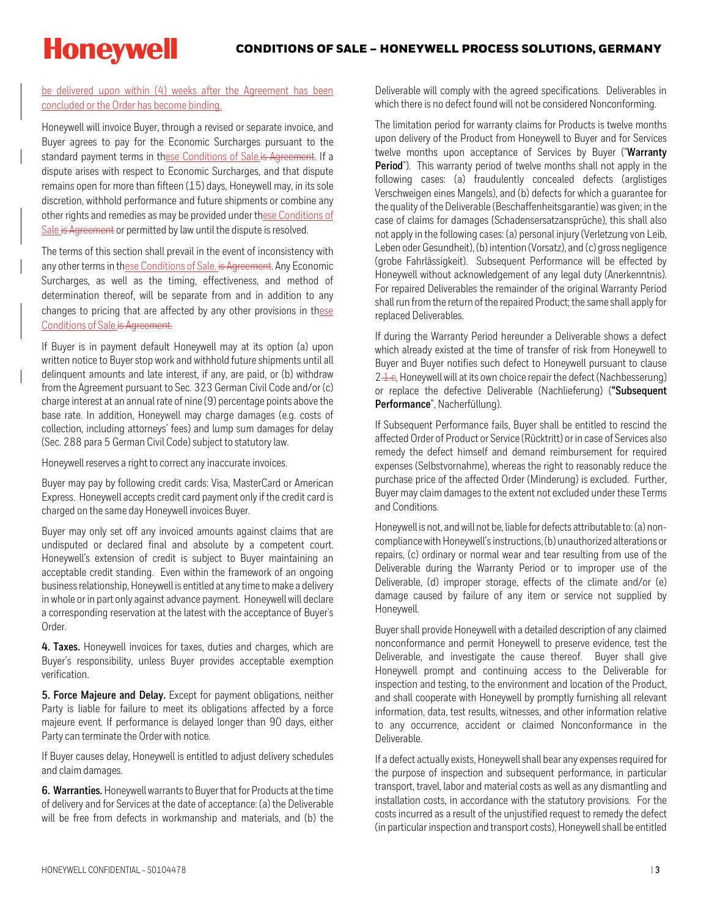be delivered upon within (4) weeks after the Agreement has been concluded or the Order has become binding.

Honeywell will invoice Buyer, through a revised or separate invoice, and Buyer agrees to pay for the Economic Surcharges pursuant to the standard payment terms in these Conditions of Sale.is Agreement. If a dispute arises with respect to Economic Surcharges, and that dispute remains open for more than fifteen (15) days, Honeywell may, in its sole discretion, withhold performance and future shipments or combine any other rights and remedies as may be provided under these Conditions of Sale is Agreement or permitted by law until the dispute is resolved.

The terms of this section shall prevail in the event of inconsistency with any other terms in these Conditions of Sale. is Agreement. Any Economic Surcharges, as well as the timing, effectiveness, and method of determination thereof, will be separate from and in addition to any changes to pricing that are affected by any other provisions in these Conditions of Sale.is Agreement.

If Buyer is in payment default Honeywell may at its option (a) upon written notice to Buyer stop work and withhold future shipments until all delinquent amounts and late interest, if any, are paid, or (b) withdraw from the Agreement pursuant to Sec. 323 German Civil Code and/or (c) charge interest at an annual rate of nine (9) percentage points above the base rate. In addition, Honeywell may charge damages (e.g. costs of collection, including attorneys' fees) and lump sum damages for delay (Sec. 288 para 5 German Civil Code) subject to statutory law.

Honeywell reserves a right to correct any inaccurate invoices.

Buyer may pay by following credit cards: Visa, MasterCard or American Express. Honeywell accepts credit card payment only if the credit card is charged on the same day Honeywell invoices Buyer.

Buyer may only set off any invoiced amounts against claims that are undisputed or declared final and absolute by a competent court. Honeywell's extension of credit is subject to Buyer maintaining an acceptable credit standing. Even within the framework of an ongoing business relationship, Honeywell is entitled at any time to make a delivery in whole or in part only against advance payment. Honeywell will declare a corresponding reservation at the latest with the acceptance of Buyer's Order.

**4. Taxes.** Honeywell invoices for taxes, duties and charges, which are Buyer's responsibility, unless Buyer provides acceptable exemption verification.

**5. Force Majeure and Delay.** Except for payment obligations, neither Party is liable for failure to meet its obligations affected by a force majeure event. If performance is delayed longer than 90 days, either Party can terminate the Order with notice.

If Buyer causes delay, Honeywell is entitled to adjust delivery schedules and claim damages.

**6. Warranties.** Honeywell warrants to Buyer that for Products at the time of delivery and for Services at the date of acceptance: (a) the Deliverable will be free from defects in workmanship and materials, and (b) the Deliverable will comply with the agreed specifications. Deliverables in which there is no defect found will not be considered Nonconforming.

The limitation period for warranty claims for Products is twelve months upon delivery of the Product from Honeywell to Buyer and for Services twelve months upon acceptance of Services by Buyer ("**Warranty Period**"). This warranty period of twelve months shall not apply in the following cases: (a) fraudulently concealed defects (arglistiges Verschweigen eines Mangels), and (b) defects for which a guarantee for the quality of the Deliverable (Beschaffenheitsgarantie) was given; in the case of claims for damages (Schadensersatzansprüche), this shall also not apply in the following cases: (a) personal injury (Verletzung von Leib, Leben oder Gesundheit), (b) intention (Vorsatz), and (c) gross negligence (grobe Fahrlässigkeit). Subsequent Performance will be effected by Honeywell without acknowledgement of any legal duty (Anerkenntnis). For repaired Deliverables the remainder of the original Warranty Period shall run from the return of the repaired Product; the same shall apply for replaced Deliverables.

If during the Warranty Period hereunder a Deliverable shows a defect which already existed at the time of transfer of risk from Honeywell to Buyer and Buyer notifies such defect to Honeywell pursuant to clause 2.1.c, Honeywell will at its own choice repair the defect (Nachbesserung) or replace the defective Deliverable (Nachlieferung) ("**Subsequent Performance**", Nacherfüllung).

If Subsequent Performance fails, Buyer shall be entitled to rescind the affected Order of Product or Service (Rücktritt) or in case of Services also remedy the defect himself and demand reimbursement for required expenses (Selbstvornahme), whereas the right to reasonably reduce the purchase price of the affected Order (Minderung) is excluded. Further, Buyer may claim damages to the extent not excluded under these Terms and Conditions.

Honeywell is not, and will not be, liable for defects attributable to: (a) non-compliance with Honeywell's instructions, (b) unauthorized alterations or repairs, (c) ordinary or normal wear and tear resulting from use of the Deliverable during the Warranty Period or to improper use of the Deliverable, (d) improper storage, effects of the climate and/or (e) damage caused by failure of any item or service not supplied by Honeywell.

Buyer shall provide Honeywell with a detailed description of any claimed nonconformance and permit Honeywell to preserve evidence, test the Deliverable, and investigate the cause thereof. Buyer shall give Honeywell prompt and continuing access to the Deliverable for inspection and testing, to the environment and location of the Product, and shall cooperate with Honeywell by promptly furnishing all relevant information, data, test results, witnesses, and other information relative to any occurrence, accident or claimed Nonconformance in the Deliverable.

If a defect actually exists, Honeywell shall bear any expenses required for the purpose of inspection and subsequent performance, in particular transport, travel, labor and material costs as well as any dismantling and installation costs, in accordance with the statutory provisions. For the costs incurred as a result of the unjustified request to remedy the defect (in particular inspection and transport costs), Honeywell shall be entitled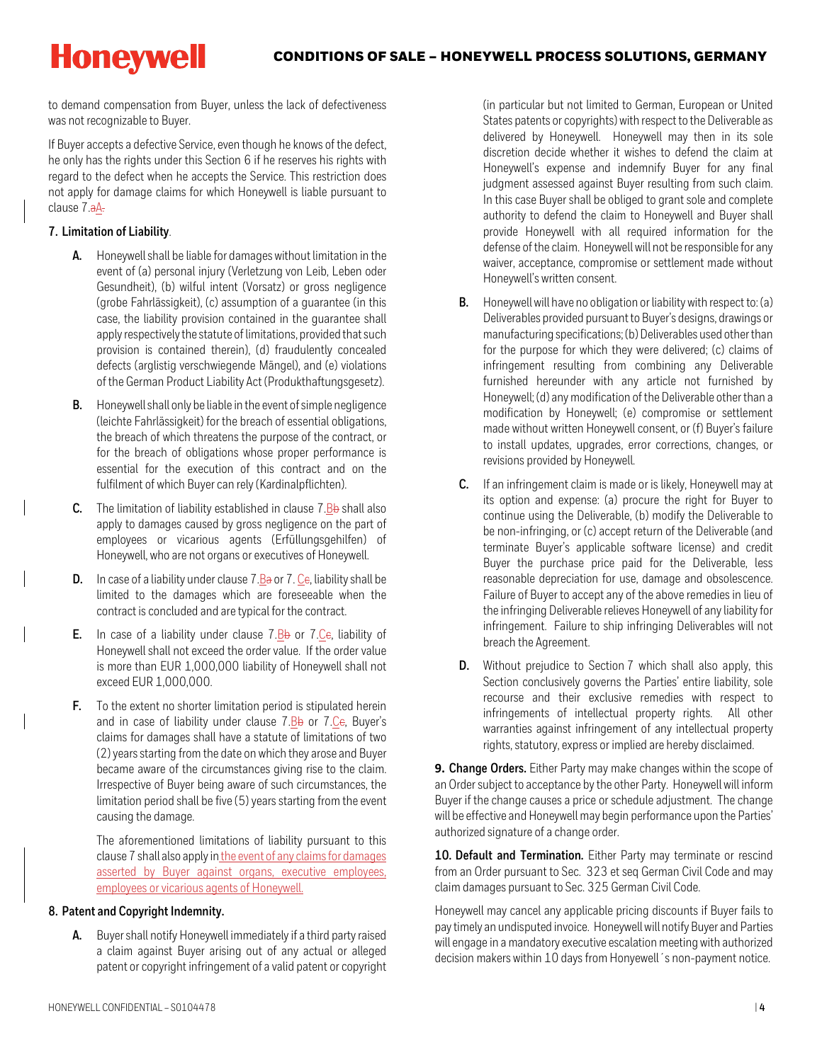to demand compensation from Buyer, unless the lack of defectiveness was not recognizable to Buyer.

If Buyer accepts a defective Service, even though he knows of the defect, he only has the rights under this Section 6 if he reserves his rights with regard to the defect when he accepts the Service. This restriction does not apply for damage claims for which Honeywell is liable pursuant to clause 7.aA.

**7. Limitation of Liability**.

**A.** Honeywell shall be liable for damages without limitation in the event of (a) personal injury (Verletzung von Leib, Leben oder Gesundheit), (b) wilful intent (Vorsatz) or gross negligence (grobe Fahrlässigkeit), (c) assumption of a guarantee (in this case, the liability provision contained in the guarantee shall apply respectively the statute of limitations, provided that such provision is contained therein), (d) fraudulently concealed defects (arglistig verschwiegende Mängel), and (e) violations of the German Product Liability Act (Produkthaftungsgesetz).

**B.** Honeywell shall only be liable in the event of simple negligence (leichte Fahrlässigkeit) for the breach of essential obligations, the breach of which threatens the purpose of the contract, or for the breach of obligations whose proper performance is essential for the execution of this contract and on the fulfilment of which Buyer can rely (Kardinalpflichten).

**C.** The limitation of liability established in clause 7.Bb shall also apply to damages caused by gross negligence on the part of employees or vicarious agents (Erfüllungsgehilfen) of Honeywell, who are not organs or executives of Honeywell.

**D.** In case of a liability under clause 7.Ba or 7. Cc, liability shall be limited to the damages which are foreseeable when the contract is concluded and are typical for the contract.

**E.** In case of a liability under clause 7.Bb or 7.Cc, liability of Honeywell shall not exceed the order value. If the order value is more than EUR 1,000,000 liability of Honeywell shall not exceed EUR 1,000,000.

**F.** To the extent no shorter limitation period is stipulated herein and in case of liability under clause 7.Bb or 7.Cc, Buyer's claims for damages shall have a statute of limitations of two (2) years starting from the date on which they arose and Buyer became aware of the circumstances giving rise to the claim. Irrespective of Buyer being aware of such circumstances, the limitation period shall be five (5) years starting from the event causing the damage.

The aforementioned limitations of liability pursuant to this clause 7 shall also apply in the event of any claims for damages asserted by Buyer against organs, executive employees, employees or vicarious agents of Honeywell.

**8. Patent and Copyright Indemnity.**

**A.** Buyer shall notify Honeywell immediately if a third party raised a claim against Buyer arising out of any actual or alleged patent or copyright infringement of a valid patent or copyright (in particular but not limited to German, European or United States patents or copyrights) with respect to the Deliverable as delivered by Honeywell. Honeywell may then in its sole discretion decide whether it wishes to defend the claim at Honeywell's expense and indemnify Buyer for any final judgment assessed against Buyer resulting from such claim. In this case Buyer shall be obliged to grant sole and complete authority to defend the claim to Honeywell and Buyer shall provide Honeywell with all required information for the defense of the claim. Honeywell will not be responsible for any waiver, acceptance, compromise or settlement made without Honeywell's written consent.

**B.** Honeywell will have no obligation or liability with respect to: (a) Deliverables provided pursuant to Buyer's designs, drawings or manufacturing specifications; (b) Deliverables used other than for the purpose for which they were delivered; (c) claims of infringement resulting from combining any Deliverable furnished hereunder with any article not furnished by Honeywell; (d) any modification of the Deliverable other than a modification by Honeywell; (e) compromise or settlement made without written Honeywell consent, or (f) Buyer's failure to install updates, upgrades, error corrections, changes, or revisions provided by Honeywell.

**C.** If an infringement claim is made or is likely, Honeywell may at its option and expense: (a) procure the right for Buyer to continue using the Deliverable, (b) modify the Deliverable to be non-infringing, or (c) accept return of the Deliverable (and terminate Buyer's applicable software license) and credit Buyer the purchase price paid for the Deliverable, less reasonable depreciation for use, damage and obsolescence. Failure of Buyer to accept any of the above remedies in lieu of the infringing Deliverable relieves Honeywell of any liability for infringement. Failure to ship infringing Deliverables will not breach the Agreement.

**D.** Without prejudice to Section 7 which shall also apply, this Section conclusively governs the Parties' entire liability, sole recourse and their exclusive remedies with respect to infringements of intellectual property rights. All other warranties against infringement of any intellectual property rights, statutory, express or implied are hereby disclaimed.

**9. Change Orders.** Either Party may make changes within the scope of an Order subject to acceptance by the other Party. Honeywell will inform Buyer if the change causes a price or schedule adjustment. The change will be effective and Honeywell may begin performance upon the Parties' authorized signature of a change order.

**10. Default and Termination.** Either Party may terminate or rescind from an Order pursuant to Sec. 323 et seq German Civil Code and may claim damages pursuant to Sec. 325 German Civil Code.

Honeywell may cancel any applicable pricing discounts if Buyer fails to pay timely an undisputed invoice. Honeywell will notify Buyer and Parties will engage in a mandatory executive escalation meeting with authorized decision makers within 10 days from Honyewell´s non-payment notice.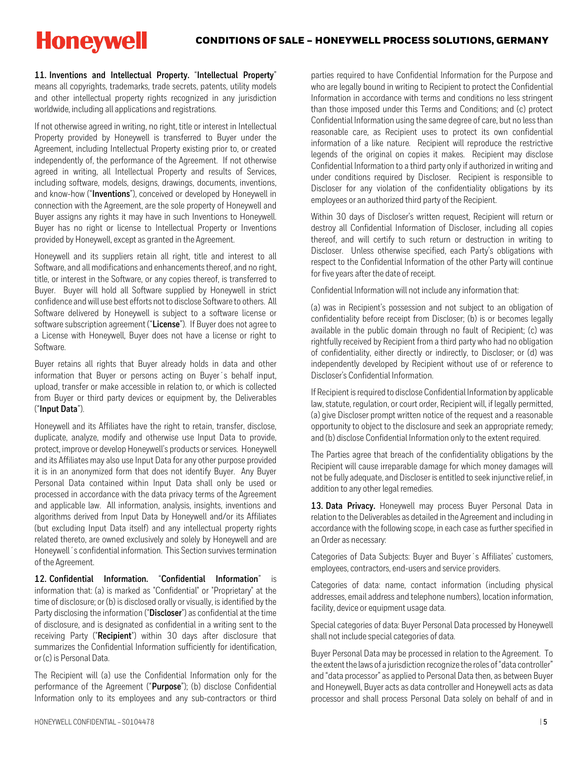**11. Inventions and Intellectual Property.** "**Intellectual Property**" means all copyrights, trademarks, trade secrets, patents, utility models and other intellectual property rights recognized in any jurisdiction worldwide, including all applications and registrations.

If not otherwise agreed in writing, no right, title or interest in Intellectual Property provided by Honeywell is transferred to Buyer under the Agreement, including Intellectual Property existing prior to, or created independently of, the performance of the Agreement. If not otherwise agreed in writing, all Intellectual Property and results of Services, including software, models, designs, drawings, documents, inventions, and know-how ("**Inventions**"), conceived or developed by Honeywell in connection with the Agreement, are the sole property of Honeywell and Buyer assigns any rights it may have in such Inventions to Honeywell. Buyer has no right or license to Intellectual Property or Inventions provided by Honeywell, except as granted in the Agreement.

Honeywell and its suppliers retain all right, title and interest to all Software, and all modifications and enhancements thereof, and no right, title, or interest in the Software, or any copies thereof, is transferred to Buyer. Buyer will hold all Software supplied by Honeywell in strict confidence and will use best efforts not to disclose Software to others. All Software delivered by Honeywell is subject to a software license or software subscription agreement ("**License**"). If Buyer does not agree to a License with Honeywell, Buyer does not have a license or right to Software.

Buyer retains all rights that Buyer already holds in data and other information that Buyer or persons acting on Buyer´s behalf input, upload, transfer or make accessible in relation to, or which is collected from Buyer or third party devices or equipment by, the Deliverables ("**Input Data**").

Honeywell and its Affiliates have the right to retain, transfer, disclose, duplicate, analyze, modify and otherwise use Input Data to provide, protect, improve or develop Honeywell's products or services. Honeywell and its Affiliates may also use Input Data for any other purpose provided it is in an anonymized form that does not identify Buyer. Any Buyer Personal Data contained within Input Data shall only be used or processed in accordance with the data privacy terms of the Agreement and applicable law. All information, analysis, insights, inventions and algorithms derived from Input Data by Honeywell and/or its Affiliates (but excluding Input Data itself) and any intellectual property rights related thereto, are owned exclusively and solely by Honeywell and are Honeywell´s confidential information. This Section survives termination of the Agreement.

**12. Confidential Information.** "**Confidential Information**" is information that: (a) is marked as "Confidential" or "Proprietary" at the time of disclosure; or (b) is disclosed orally or visually, is identified by the Party disclosing the information ("**Discloser**") as confidential at the time of disclosure, and is designated as confidential in a writing sent to the receiving Party ("**Recipient**") within 30 days after disclosure that summarizes the Confidential Information sufficiently for identification, or (c) is Personal Data.

The Recipient will (a) use the Confidential Information only for the performance of the Agreement ("**Purpose**"); (b) disclose Confidential Information only to its employees and any sub-contractors or third parties required to have Confidential Information for the Purpose and who are legally bound in writing to Recipient to protect the Confidential Information in accordance with terms and conditions no less stringent than those imposed under this Terms and Conditions; and (c) protect Confidential Information using the same degree of care, but no less than reasonable care, as Recipient uses to protect its own confidential information of a like nature. Recipient will reproduce the restrictive legends of the original on copies it makes. Recipient may disclose Confidential Information to a third party only if authorized in writing and under conditions required by Discloser. Recipient is responsible to Discloser for any violation of the confidentiality obligations by its employees or an authorized third party of the Recipient.

Within 30 days of Discloser's written request, Recipient will return or destroy all Confidential Information of Discloser, including all copies thereof, and will certify to such return or destruction in writing to Discloser. Unless otherwise specified, each Party's obligations with respect to the Confidential Information of the other Party will continue for five years after the date of receipt.

Confidential Information will not include any information that:

(a) was in Recipient's possession and not subject to an obligation of confidentiality before receipt from Discloser; (b) is or becomes legally available in the public domain through no fault of Recipient; (c) was rightfully received by Recipient from a third party who had no obligation of confidentiality, either directly or indirectly, to Discloser; or (d) was independently developed by Recipient without use of or reference to Discloser's Confidential Information.

If Recipient is required to disclose Confidential Information by applicable law, statute, regulation, or court order, Recipient will, if legally permitted, (a) give Discloser prompt written notice of the request and a reasonable opportunity to object to the disclosure and seek an appropriate remedy; and (b) disclose Confidential Information only to the extent required.

The Parties agree that breach of the confidentiality obligations by the Recipient will cause irreparable damage for which money damages will not be fully adequate, and Discloser is entitled to seek injunctive relief, in addition to any other legal remedies.

**13. Data Privacy.** Honeywell may process Buyer Personal Data in relation to the Deliverables as detailed in the Agreement and including in accordance with the following scope, in each case as further specified in an Order as necessary:

Categories of Data Subjects: Buyer and Buyer´s Affiliates' customers, employees, contractors, end-users and service providers.

Categories of data: name, contact information (including physical addresses, email address and telephone numbers), location information, facility, device or equipment usage data.

Special categories of data: Buyer Personal Data processed by Honeywell shall not include special categories of data.

Buyer Personal Data may be processed in relation to the Agreement. To the extent the laws of a jurisdiction recognize the roles of "data controller" and "data processor" as applied to Personal Data then, as between Buyer and Honeywell, Buyer acts as data controller and Honeywell acts as data processor and shall process Personal Data solely on behalf of and in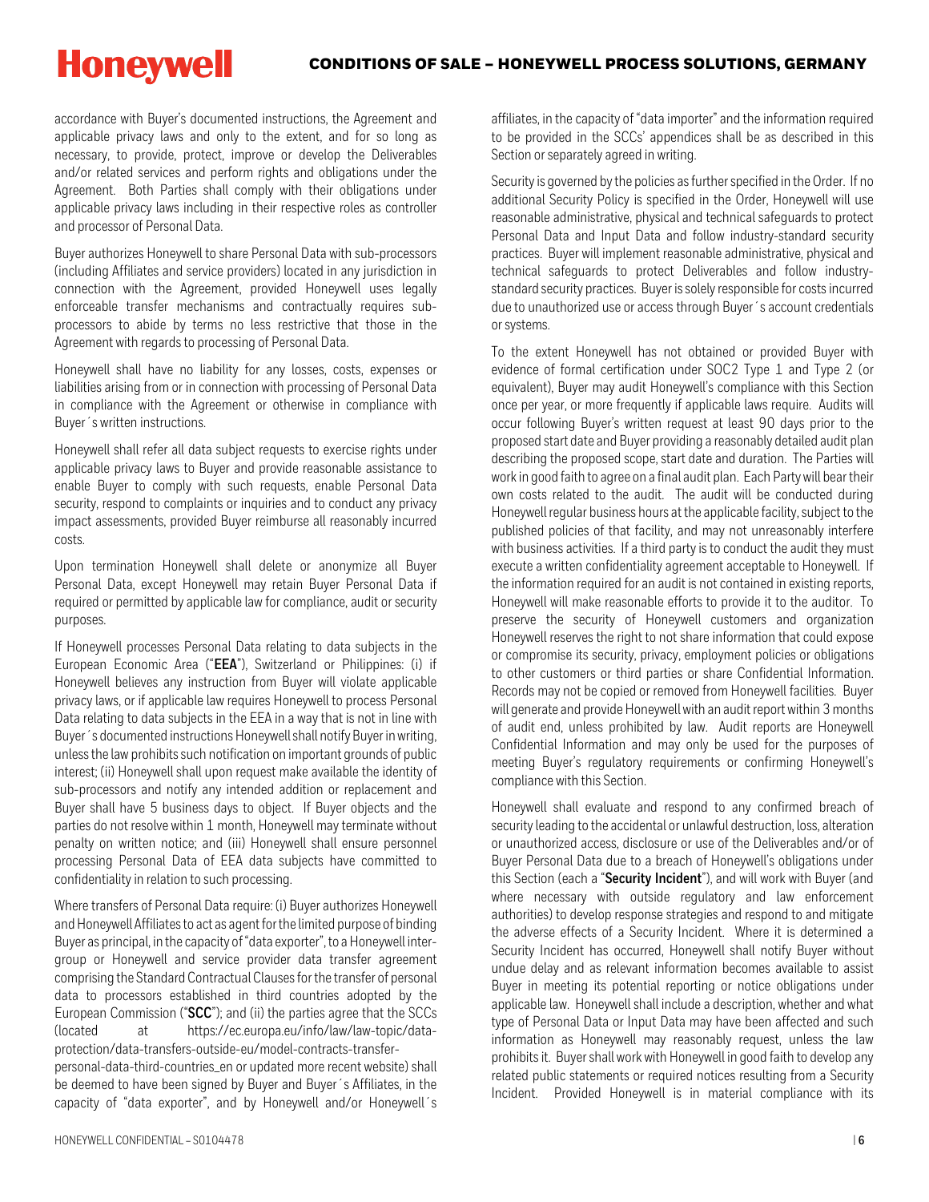accordance with Buyer's documented instructions, the Agreement and applicable privacy laws and only to the extent, and for so long as necessary, to provide, protect, improve or develop the Deliverables and/or related services and perform rights and obligations under the Agreement. Both Parties shall comply with their obligations under applicable privacy laws including in their respective roles as controller and processor of Personal Data.

Buyer authorizes Honeywell to share Personal Data with sub-processors (including Affiliates and service providers) located in any jurisdiction in connection with the Agreement, provided Honeywell uses legally enforceable transfer mechanisms and contractually requires sub-processors to abide by terms no less restrictive that those in the Agreement with regards to processing of Personal Data.

Honeywell shall have no liability for any losses, costs, expenses or liabilities arising from or in connection with processing of Personal Data in compliance with the Agreement or otherwise in compliance with Buyer´s written instructions.

Honeywell shall refer all data subject requests to exercise rights under applicable privacy laws to Buyer and provide reasonable assistance to enable Buyer to comply with such requests, enable Personal Data security, respond to complaints or inquiries and to conduct any privacy impact assessments, provided Buyer reimburse all reasonably incurred costs.

Upon termination Honeywell shall delete or anonymize all Buyer Personal Data, except Honeywell may retain Buyer Personal Data if required or permitted by applicable law for compliance, audit or security purposes.

If Honeywell processes Personal Data relating to data subjects in the European Economic Area ("**EEA**"), Switzerland or Philippines: (i) if Honeywell believes any instruction from Buyer will violate applicable privacy laws, or if applicable law requires Honeywell to process Personal Data relating to data subjects in the EEA in a way that is not in line with Buyer´s documented instructions Honeywell shall notify Buyer in writing, unless the law prohibits such notification on important grounds of public interest; (ii) Honeywell shall upon request make available the identity of sub-processors and notify any intended addition or replacement and Buyer shall have 5 business days to object. If Buyer objects and the parties do not resolve within 1 month, Honeywell may terminate without penalty on written notice; and (iii) Honeywell shall ensure personnel processing Personal Data of EEA data subjects have committed to confidentiality in relation to such processing.

Where transfers of Personal Data require: (i) Buyer authorizes Honeywell and Honeywell Affiliates to act as agent for the limited purpose of binding Buyer as principal, in the capacity of "data exporter", to a Honeywell inter-group or Honeywell and service provider data transfer agreement comprising the Standard Contractual Clauses for the transfer of personal data to processors established in third countries adopted by the European Commission ("**SCC**"); and (ii) the parties agree that the SCCs (located at https://ec.europa.eu/info/law/law-topic/data-protection/data-transfers-outside-eu/model-contracts-transfer-personal-data-third-countries_en or updated more recent website) shall be deemed to have been signed by Buyer and Buyer´s Affiliates, in the capacity of "data exporter", and by Honeywell and/or Honeywell´s affiliates, in the capacity of "data importer" and the information required to be provided in the SCCs' appendices shall be as described in this Section or separately agreed in writing.

Security is governed by the policies as further specified in the Order. If no additional Security Policy is specified in the Order, Honeywell will use reasonable administrative, physical and technical safeguards to protect Personal Data and Input Data and follow industry-standard security practices. Buyer will implement reasonable administrative, physical and technical safeguards to protect Deliverables and follow industry-standard security practices. Buyer is solely responsible for costs incurred due to unauthorized use or access through Buyer´s account credentials or systems.

To the extent Honeywell has not obtained or provided Buyer with evidence of formal certification under SOC2 Type 1 and Type 2 (or equivalent), Buyer may audit Honeywell's compliance with this Section once per year, or more frequently if applicable laws require. Audits will occur following Buyer's written request at least 90 days prior to the proposed start date and Buyer providing a reasonably detailed audit plan describing the proposed scope, start date and duration. The Parties will work in good faith to agree on a final audit plan. Each Party will bear their own costs related to the audit. The audit will be conducted during Honeywell regular business hours at the applicable facility, subject to the published policies of that facility, and may not unreasonably interfere with business activities. If a third party is to conduct the audit they must execute a written confidentiality agreement acceptable to Honeywell. If the information required for an audit is not contained in existing reports, Honeywell will make reasonable efforts to provide it to the auditor. To preserve the security of Honeywell customers and organization Honeywell reserves the right to not share information that could expose or compromise its security, privacy, employment policies or obligations to other customers or third parties or share Confidential Information. Records may not be copied or removed from Honeywell facilities. Buyer will generate and provide Honeywell with an audit report within 3 months of audit end, unless prohibited by law. Audit reports are Honeywell Confidential Information and may only be used for the purposes of meeting Buyer's regulatory requirements or confirming Honeywell's compliance with this Section.

Honeywell shall evaluate and respond to any confirmed breach of security leading to the accidental or unlawful destruction, loss, alteration or unauthorized access, disclosure or use of the Deliverables and/or of Buyer Personal Data due to a breach of Honeywell's obligations under this Section (each a "**Security Incident**"), and will work with Buyer (and where necessary with outside regulatory and law enforcement authorities) to develop response strategies and respond to and mitigate the adverse effects of a Security Incident. Where it is determined a Security Incident has occurred, Honeywell shall notify Buyer without undue delay and as relevant information becomes available to assist Buyer in meeting its potential reporting or notice obligations under applicable law. Honeywell shall include a description, whether and what type of Personal Data or Input Data may have been affected and such information as Honeywell may reasonably request, unless the law prohibits it. Buyer shall work with Honeywell in good faith to develop any related public statements or required notices resulting from a Security Incident. Provided Honeywell is in material compliance with its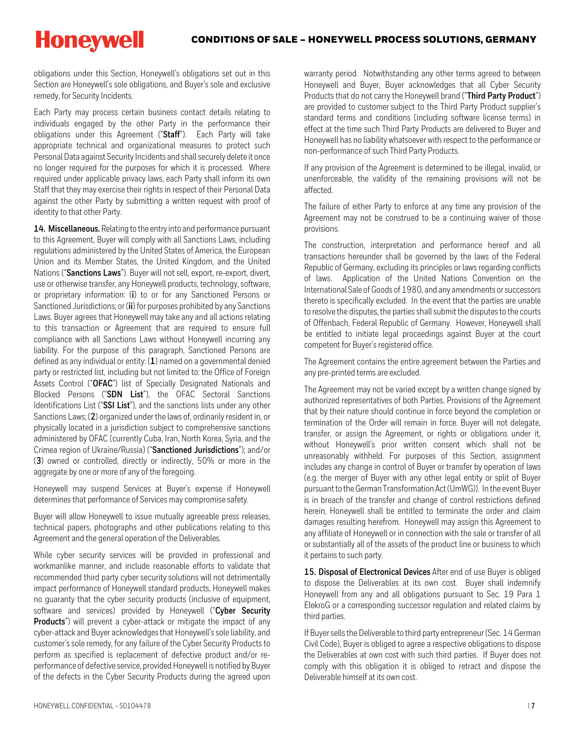obligations under this Section, Honeywell's obligations set out in this Section are Honeywell's sole obligations, and Buyer's sole and exclusive remedy, for Security Incidents.

Each Party may process certain business contact details relating to individuals engaged by the other Party in the performance their obligations under this Agreement ("**Staff**"). Each Party will take appropriate technical and organizational measures to protect such Personal Data against Security Incidents and shall securely delete it once no longer required for the purposes for which it is processed. Where required under applicable privacy laws, each Party shall inform its own Staff that they may exercise their rights in respect of their Personal Data against the other Party by submitting a written request with proof of identity to that other Party.

**14. Miscellaneous.** Relating to the entry into and performance pursuant to this Agreement, Buyer will comply with all Sanctions Laws, including regulations administered by the United States of America, the European Union and its Member States, the United Kingdom, and the United Nations ("**Sanctions Laws**"). Buyer will not sell, export, re-export, divert, use or otherwise transfer, any Honeywell products, technology, software, or proprietary information: (**i**) to or for any Sanctioned Persons or Sanctioned Jurisdictions; or (**ii**) for purposes prohibited by any Sanctions Laws. Buyer agrees that Honeywell may take any and all actions relating to this transaction or Agreement that are required to ensure full compliance with all Sanctions Laws without Honeywell incurring any liability. For the purpose of this paragraph, Sanctioned Persons are defined as any individual or entity: (**1**) named on a governmental denied party or restricted list, including but not limited to: the Office of Foreign Assets Control ("**OFAC**") list of Specially Designated Nationals and Blocked Persons ("**SDN List**"), the OFAC Sectoral Sanctions Identifications List ("**SSI List**"), and the sanctions lists under any other Sanctions Laws; (**2**) organized under the laws of, ordinarily resident in, or physically located in a jurisdiction subject to comprehensive sanctions administered by OFAC (currently Cuba, Iran, North Korea, Syria, and the Crimea region of Ukraine/Russia) ("**Sanctioned Jurisdictions**"); and/or (**3**) owned or controlled, directly or indirectly, 50% or more in the aggregate by one or more of any of the foregoing.

Honeywell may suspend Services at Buyer's expense if Honeywell determines that performance of Services may compromise safety.

Buyer will allow Honeywell to issue mutually agreeable press releases, technical papers, photographs and other publications relating to this Agreement and the general operation of the Deliverables.

While cyber security services will be provided in professional and workmanlike manner, and include reasonable efforts to validate that recommended third party cyber security solutions will not detrimentally impact performance of Honeywell standard products, Honeywell makes no guaranty that the cyber security products (inclusive of equipment, software and services) provided by Honeywell ("**Cyber Security Products**") will prevent a cyber-attack or mitigate the impact of any cyber-attack and Buyer acknowledges that Honeywell's sole liability, and customer's sole remedy, for any failure of the Cyber Security Products to perform as specified is replacement of defective product and/or re-performance of defective service, provided Honeywell is notified by Buyer of the defects in the Cyber Security Products during the agreed upon warranty period. Notwithstanding any other terms agreed to between Honeywell and Buyer, Buyer acknowledges that all Cyber Security Products that do not carry the Honeywell brand ("**Third Party Product**") are provided to customer subject to the Third Party Product supplier's standard terms and conditions (including software license terms) in effect at the time such Third Party Products are delivered to Buyer and Honeywell has no liability whatsoever with respect to the performance or non-performance of such Third Party Products.

If any provision of the Agreement is determined to be illegal, invalid, or unenforceable, the validity of the remaining provisions will not be affected.

The failure of either Party to enforce at any time any provision of the Agreement may not be construed to be a continuing waiver of those provisions.

The construction, interpretation and performance hereof and all transactions hereunder shall be governed by the laws of the Federal Republic of Germany, excluding its principles or laws regarding conflicts of laws. Application of the United Nations Convention on the International Sale of Goods of 1980, and any amendments or successors thereto is specifically excluded. In the event that the parties are unable to resolve the disputes, the parties shall submit the disputes to the courts of Offenbach, Federal Republic of Germany. However, Honeywell shall be entitled to initiate legal proceedings against Buyer at the court competent for Buyer's registered office.

The Agreement contains the entire agreement between the Parties and any pre-printed terms are excluded.

The Agreement may not be varied except by a written change signed by authorized representatives of both Parties. Provisions of the Agreement that by their nature should continue in force beyond the completion or termination of the Order will remain in force. Buyer will not delegate, transfer, or assign the Agreement, or rights or obligations under it, without Honeywell's prior written consent which shall not be unreasonably withheld. For purposes of this Section, assignment includes any change in control of Buyer or transfer by operation of laws (e.g. the merger of Buyer with any other legal entity or split of Buyer pursuant to the German Transformation Act (UmWG)). In the event Buyer is in breach of the transfer and change of control restrictions defined herein, Honeywell shall be entitled to terminate the order and claim damages resulting herefrom. Honeywell may assign this Agreement to any affiliate of Honeywell or in connection with the sale or transfer of all or substantially all of the assets of the product line or business to which it pertains to such party.

**15. Disposal of Electronical Devices** After end of use Buyer is obliged to dispose the Deliverables at its own cost. Buyer shall indemnify Honeywell from any and all obligations pursuant to Sec. 19 Para 1 ElekroG or a corresponding successor regulation and related claims by third parties.

If Buyer sells the Deliverable to third party entrepreneur (Sec. 14 German Civil Code), Buyer is obliged to agree a respective obligations to dispose the Deliverables at own cost with such third parties. If Buyer does not comply with this obligation it is obliged to retract and dispose the Deliverable himself at its own cost.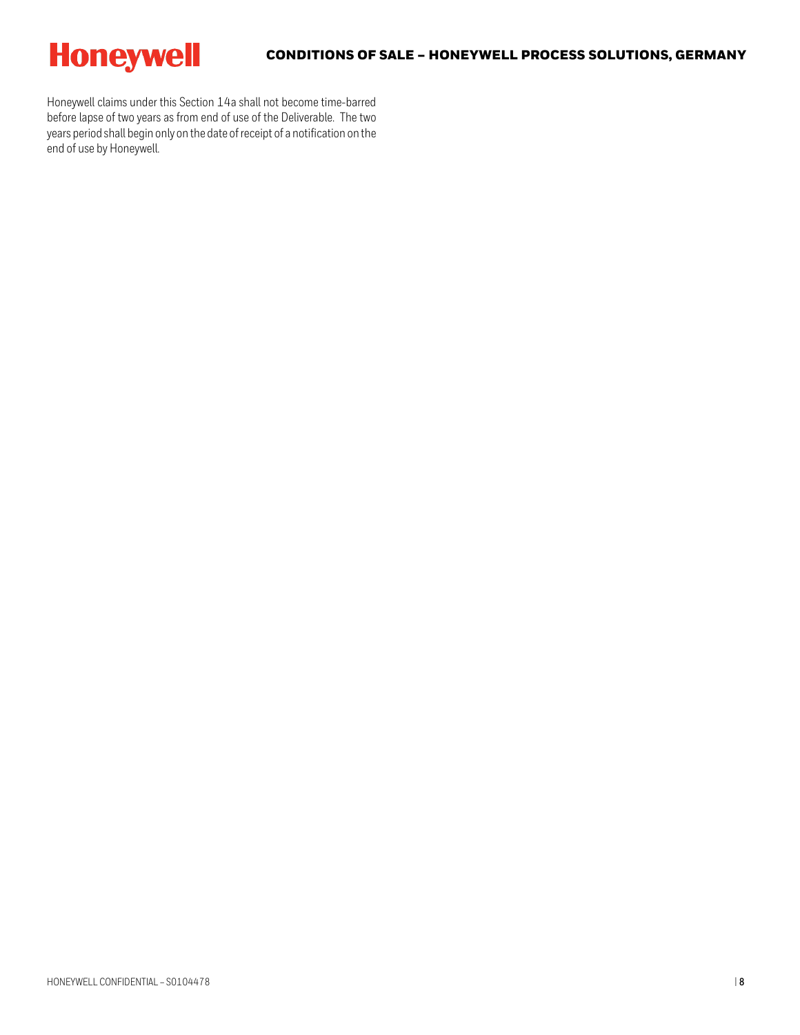Honeywell claims under this Section 14a shall not become time-barred before lapse of two years as from end of use of the Deliverable. The two years period shall begin only on the date of receipt of a notification on the end of use by Honeywell.